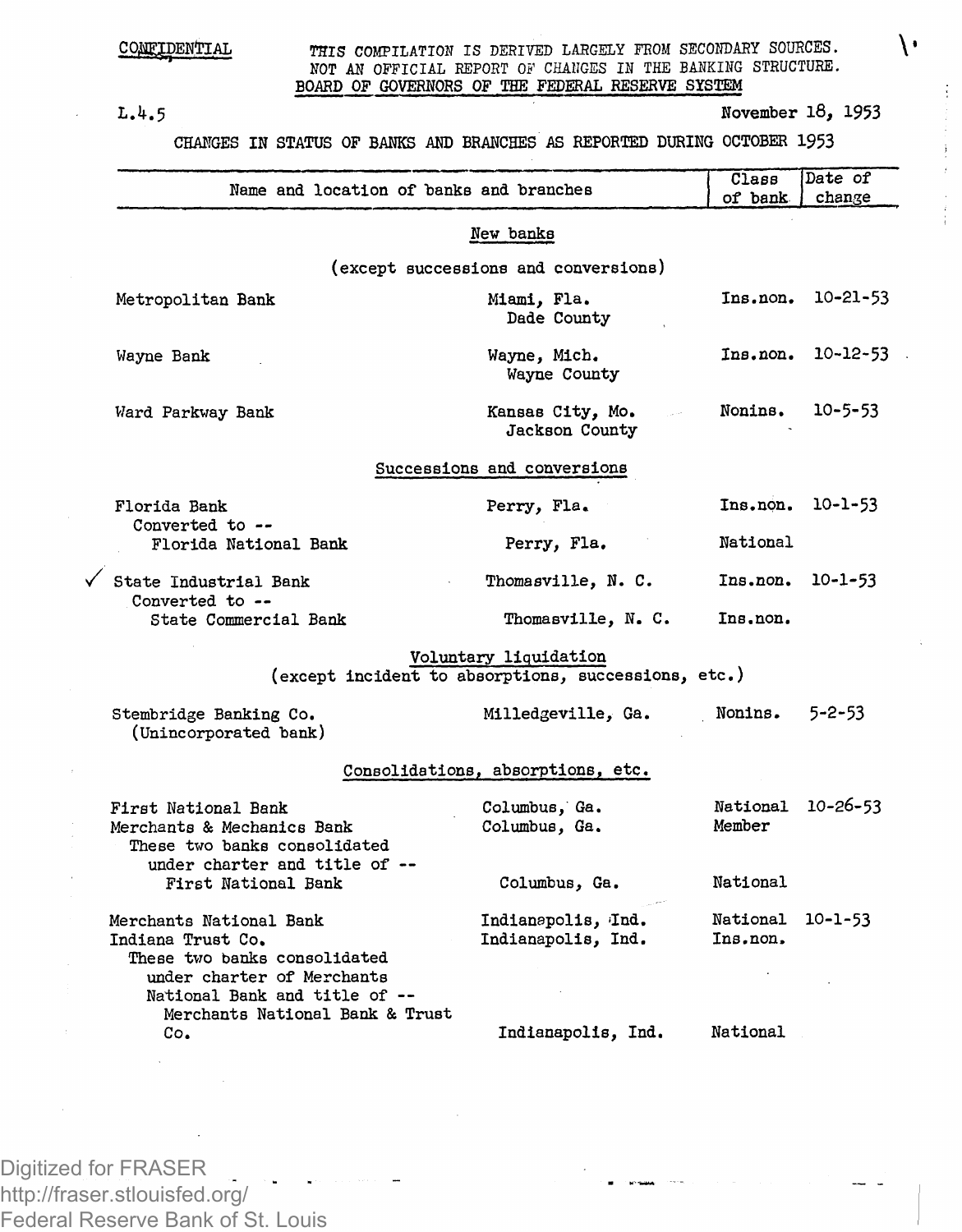CONFIDENTIAL

THIS COMPILATION IS DERIVED LARGELY FROM SECONDARY SOURCES.
NOT AN OFFICIAL REPORT OF CHANGES IN THE BANKING STRUCTURE.
BOARD OF GOVERNORS OF THE FEDERAL RESERVE SYSTEM

L.4.5

November 18, 1953

CHANGES IN STATUS OF BANKS AND BRANCHES AS REPORTED DURING OCTOBER 1953

| Name and location of banks and branches | | Class of bank | Date of change |
|---|---|---|---|
| **New banks** (except successions and conversions) | | | |
| Metropolitan Bank | Miami, Fla. Dade County | Ins.non. | 10-21-53 |
| Wayne Bank | Wayne, Mich. Wayne County | Ins.non. | 10-12-53 |
| Ward Parkway Bank | Kansas City, Mo. Jackson County | Nonins. | 10-5-53 |
| **Successions and conversions** | | | |
| Florida Bank | Perry, Fla. | Ins.non. | 10-1-53 |
| Converted to -- Florida National Bank | Perry, Fla. | National | |
| ✓ State Industrial Bank | Thomasville, N. C. | Ins.non. | 10-1-53 |
| Converted to -- State Commercial Bank | Thomasville, N. C. | Ins.non. | |
| **Voluntary liquidation** (except incident to absorptions, successions, etc.) | | | |
| Stembridge Banking Co. (Unincorporated bank) | Milledgeville, Ga. | Nonins. | 5-2-53 |
| **Consolidations, absorptions, etc.** | | | |
| First National Bank | Columbus, Ga. | National | 10-26-53 |
| Merchants & Mechanics Bank | Columbus, Ga. | Member | |
| These two banks consolidated under charter and title of -- First National Bank | Columbus, Ga. | National | |
| Merchants National Bank | Indianapolis, Ind. | National | 10-1-53 |
| Indiana Trust Co. | Indianapolis, Ind. | Ins.non. | |
| These two banks consolidated under charter of Merchants National Bank and title of -- Merchants National Bank & Trust Co. | Indianapolis, Ind. | National | |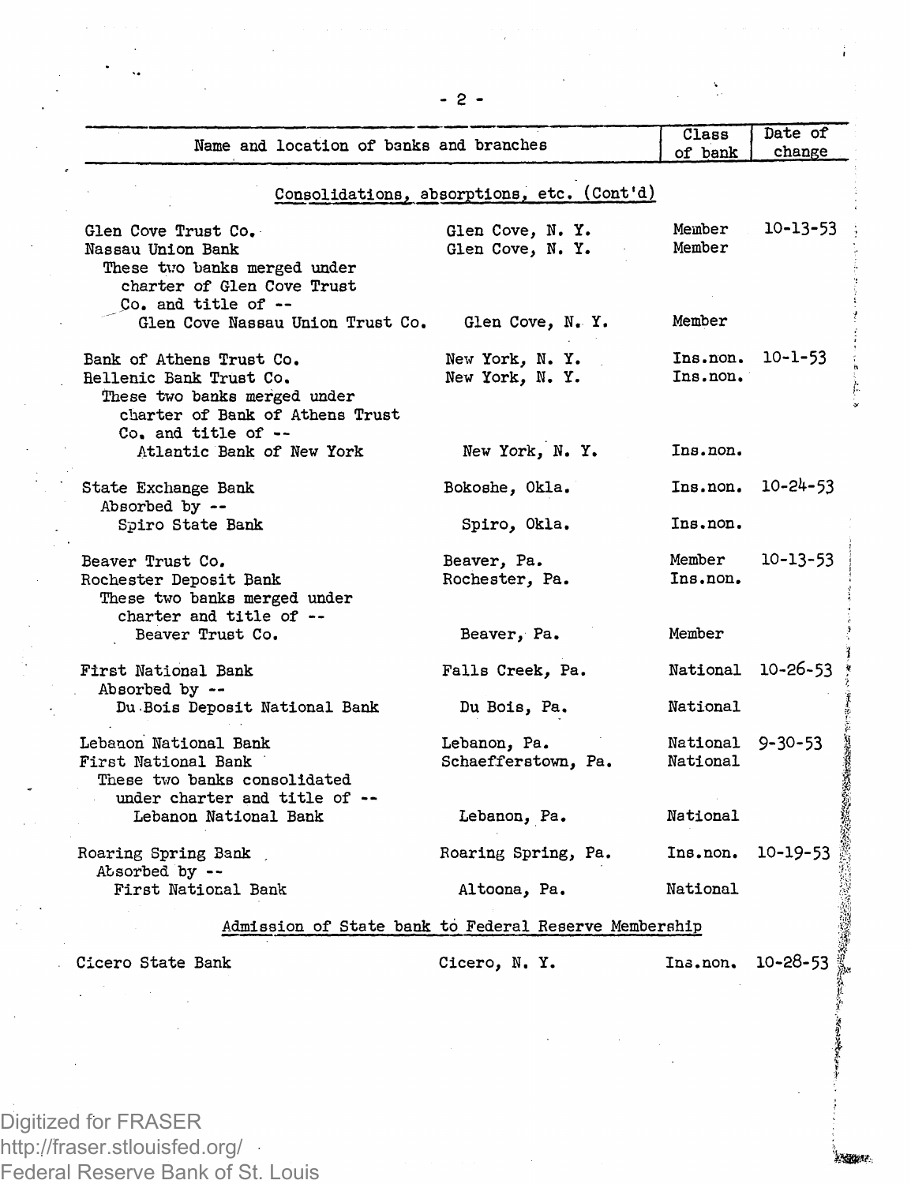| Name and location of banks and branches | | Class of bank | Date of change |
|---|---|---|---|
| **Consolidations, absorptions, etc. (Cont'd)** | | | |
| Glen Cove Trust Co. | Glen Cove, N. Y. | Member | 10-13-53 |
| Nassau Union Bank | Glen Cove, N. Y. | Member | |
| These two banks merged under charter of Glen Cove Trust Co. and title of -- | | | |
| Glen Cove Nassau Union Trust Co. | Glen Cove, N. Y. | Member | |
| Bank of Athens Trust Co. | New York, N. Y. | Ins.non. | 10-1-53 |
| Hellenic Bank Trust Co. | New York, N. Y. | Ins.non. | |
| These two banks merged under charter of Bank of Athens Trust Co. and title of -- | | | |
| Atlantic Bank of New York | New York, N. Y. | Ins.non. | |
| State Exchange Bank | Bokoshe, Okla. | Ins.non. | 10-24-53 |
| Absorbed by -- | | | |
| Spiro State Bank | Spiro, Okla. | Ins.non. | |
| Beaver Trust Co. | Beaver, Pa. | Member | 10-13-53 |
| Rochester Deposit Bank | Rochester, Pa. | Ins.non. | |
| These two banks merged under charter and title of -- | | | |
| Beaver Trust Co. | Beaver, Pa. | Member | |
| First National Bank | Falls Creek, Pa. | National | 10-26-53 |
| Absorbed by -- | | | |
| Du Bois Deposit National Bank | Du Bois, Pa. | National | |
| Lebanon National Bank | Lebanon, Pa. | National | 9-30-53 |
| First National Bank | Schaefferstown, Pa. | National | |
| These two banks consolidated under charter and title of -- | | | |
| Lebanon National Bank | Lebanon, Pa. | National | |
| Roaring Spring Bank | Roaring Spring, Pa. | Ins.non. | 10-19-53 |
| Absorbed by -- | | | |
| First National Bank | Altoona, Pa. | National | |
| **Admission of State bank to Federal Reserve Membership** | | | |
| Cicero State Bank | Cicero, N. Y. | Ins.non. | 10-28-53 |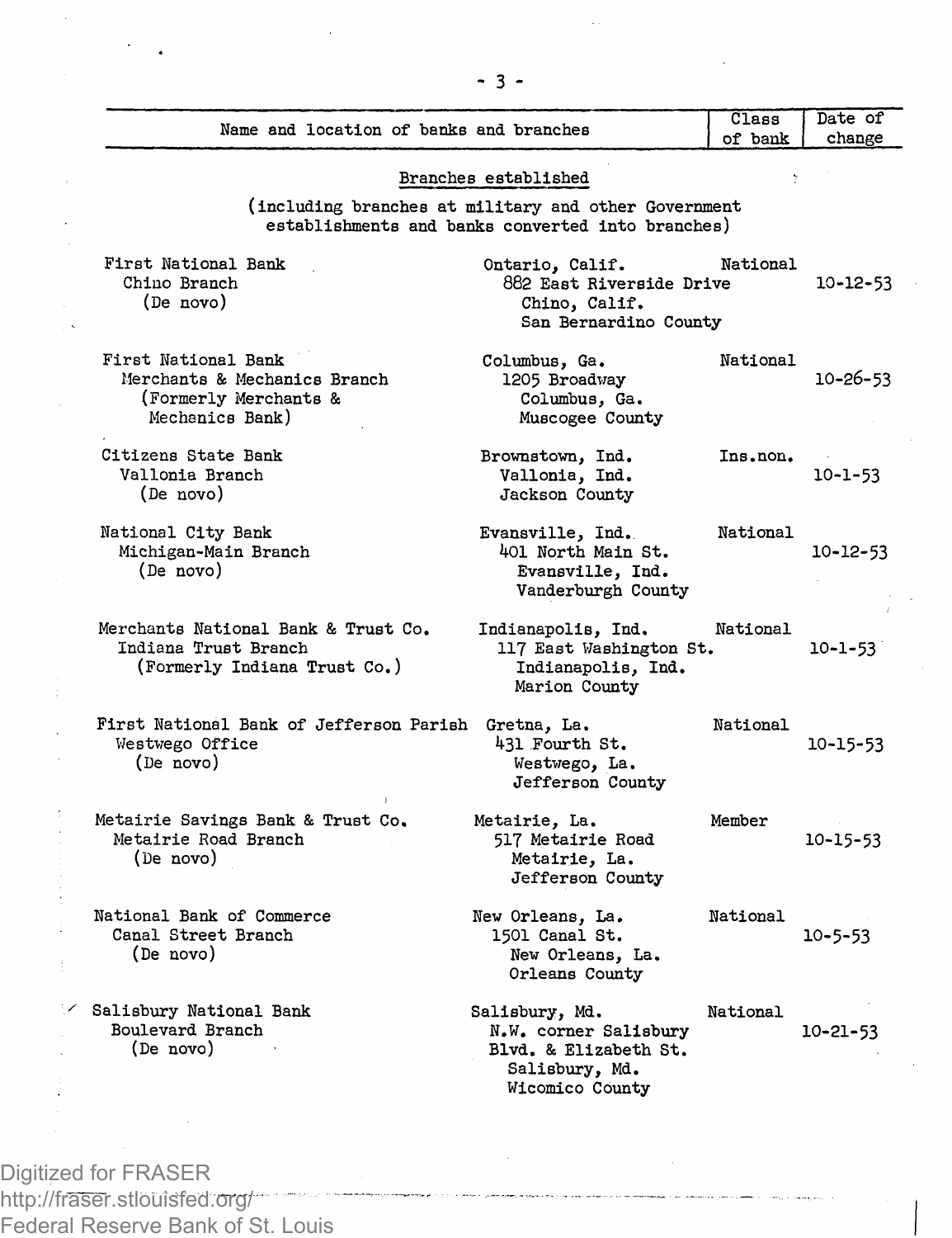| Name and location of banks and branches | | Class of bank | Date of change |
|---|---|---|---|
| **Branches established** (including branches at military and other Government establishments and banks converted into branches) | | | |
| First National Bank<br>Chino Branch<br>(De novo) | Ontario, Calif.<br>882 East Riverside Drive<br>Chino, Calif.<br>San Bernardino County | National | 10-12-53 |
| First National Bank<br>Merchants & Mechanics Branch<br>(Formerly Merchants & Mechanics Bank) | Columbus, Ga.<br>1205 Broadway<br>Columbus, Ga.<br>Muscogee County | National | 10-26-53 |
| Citizens State Bank<br>Vallonia Branch<br>(De novo) | Brownstown, Ind.<br>Vallonia, Ind.<br>Jackson County | Ins.non. | 10-1-53 |
| National City Bank<br>Michigan-Main Branch<br>(De novo) | Evansville, Ind.<br>401 North Main St.<br>Evansville, Ind.<br>Vanderburgh County | National | 10-12-53 |
| Merchants National Bank & Trust Co.<br>Indiana Trust Branch<br>(Formerly Indiana Trust Co.) | Indianapolis, Ind.<br>117 East Washington St.<br>Indianapolis, Ind.<br>Marion County | National | 10-1-53 |
| First National Bank of Jefferson Parish<br>Westwego Office<br>(De novo) | Gretna, La.<br>431 Fourth St.<br>Westwego, La.<br>Jefferson County | National | 10-15-53 |
| Metairie Savings Bank & Trust Co.<br>Metairie Road Branch<br>(De novo) | Metairie, La.<br>517 Metairie Road<br>Metairie, La.<br>Jefferson County | Member | 10-15-53 |
| National Bank of Commerce<br>Canal Street Branch<br>(De novo) | New Orleans, La.<br>1501 Canal St.<br>New Orleans, La.<br>Orleans County | National | 10-5-53 |
| Salisbury National Bank<br>Boulevard Branch<br>(De novo) | Salisbury, Md.<br>N.W. corner Salisbury Blvd. & Elizabeth St.<br>Salisbury, Md.<br>Wicomico County | National | 10-21-53 |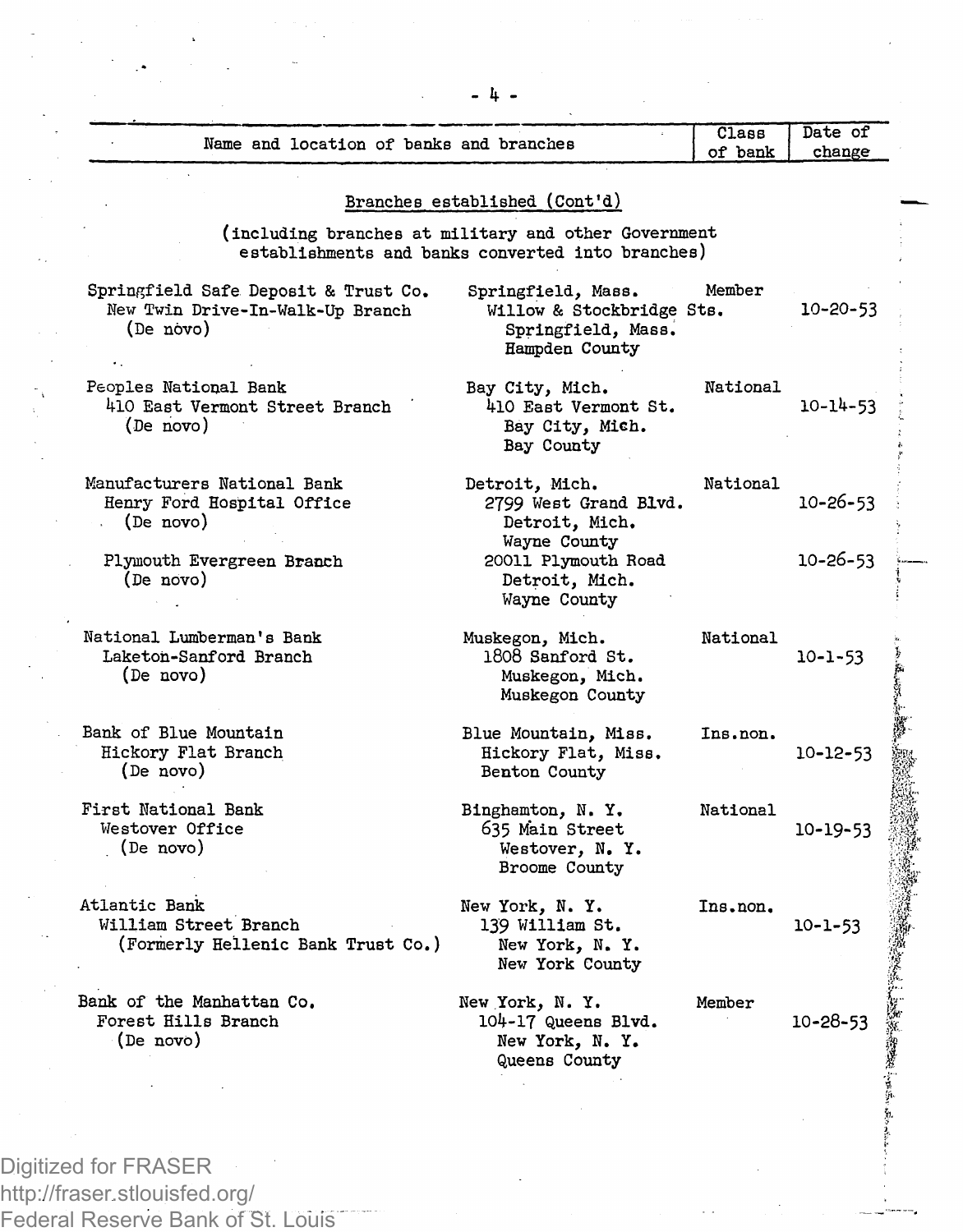| Name and location of banks and branches | | Class of bank | Date of change |
|---|---|---|---|

## Branches established (Cont'd)

(including branches at military and other Government establishments and banks converted into branches)

| Name and location of banks and branches | | Class of bank | Date of change |
|---|---|---|---|
| Springfield Safe Deposit & Trust Co. | Springfield, Mass. | Member | |
| New Twin Drive-In-Walk-Up Branch (De novo) | Willow & Stockbridge Sts. Springfield, Mass. Hampden County | | 10-20-53 |
| Peoples National Bank | Bay City, Mich. | National | |
| 410 East Vermont Street Branch (De novo) | 410 East Vermont St. Bay City, Mich. Bay County | | 10-14-53 |
| Manufacturers National Bank | Detroit, Mich. | National | |
| Henry Ford Hospital Office (De novo) | 2799 West Grand Blvd. Detroit, Mich. Wayne County | | 10-26-53 |
| Plymouth Evergreen Branch (De novo) | 20011 Plymouth Road Detroit, Mich. Wayne County | | 10-26-53 |
| National Lumberman's Bank | Muskegon, Mich. | National | |
| Laketon-Sanford Branch (De novo) | 1808 Sanford St. Muskegon, Mich. Muskegon County | | 10-1-53 |
| Bank of Blue Mountain | Blue Mountain, Miss. | Ins.non. | |
| Hickory Flat Branch (De novo) | Hickory Flat, Miss. Benton County | | 10-12-53 |
| First National Bank | Binghamton, N. Y. | National | |
| Westover Office (De novo) | 635 Main Street Westover, N. Y. Broome County | | 10-19-53 |
| Atlantic Bank | New York, N. Y. | Ins.non. | |
| William Street Branch (Formerly Hellenic Bank Trust Co.) | 139 William St. New York, N. Y. New York County | | 10-1-53 |
| Bank of the Manhattan Co. | New York, N. Y. | Member | |
| Forest Hills Branch (De novo) | 104-17 Queens Blvd. New York, N. Y. Queens County | | 10-28-53 |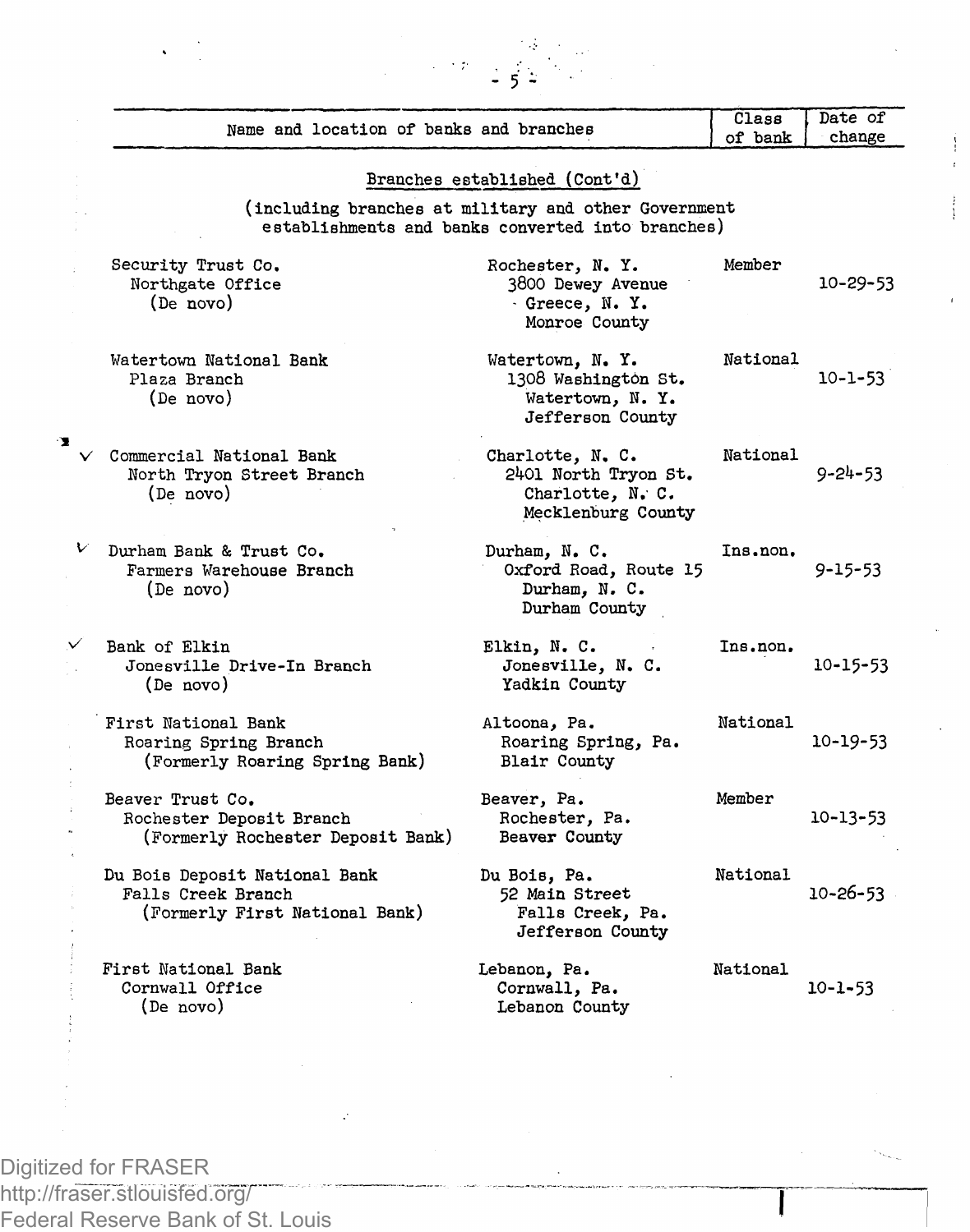| Name and location of banks and branches | | Class of bank | Date of change |
|---|---|---|---|
| **Branches established (Cont'd)** (including branches at military and other Government establishments and banks converted into branches) | | | |
| Security Trust Co.<br>Northgate Office<br>(De novo) | Rochester, N. Y.<br>3800 Dewey Avenue<br>Greece, N. Y.<br>Monroe County | Member | 10-29-53 |
| Watertown National Bank<br>Plaza Branch<br>(De novo) | Watertown, N. Y.<br>1308 Washington St.<br>Watertown, N. Y.<br>Jefferson County | National | 10-1-53 |
| Commercial National Bank<br>North Tryon Street Branch<br>(De novo) | Charlotte, N. C.<br>2401 North Tryon St.<br>Charlotte, N. C.<br>Mecklenburg County | National | 9-24-53 |
| Durham Bank & Trust Co.<br>Farmers Warehouse Branch<br>(De novo) | Durham, N. C.<br>Oxford Road, Route 15<br>Durham, N. C.<br>Durham County | Ins.non. | 9-15-53 |
| Bank of Elkin<br>Jonesville Drive-In Branch<br>(De novo) | Elkin, N. C.<br>Jonesville, N. C.<br>Yadkin County | Ins.non. | 10-15-53 |
| First National Bank<br>Roaring Spring Branch<br>(Formerly Roaring Spring Bank) | Altoona, Pa.<br>Roaring Spring, Pa.<br>Blair County | National | 10-19-53 |
| Beaver Trust Co.<br>Rochester Deposit Branch<br>(Formerly Rochester Deposit Bank) | Beaver, Pa.<br>Rochester, Pa.<br>Beaver County | Member | 10-13-53 |
| Du Bois Deposit National Bank<br>Falls Creek Branch<br>(Formerly First National Bank) | Du Bois, Pa.<br>52 Main Street<br>Falls Creek, Pa.<br>Jefferson County | National | 10-26-53 |
| First National Bank<br>Cornwall Office<br>(De novo) | Lebanon, Pa.<br>Cornwall, Pa.<br>Lebanon County | National | 10-1-53 |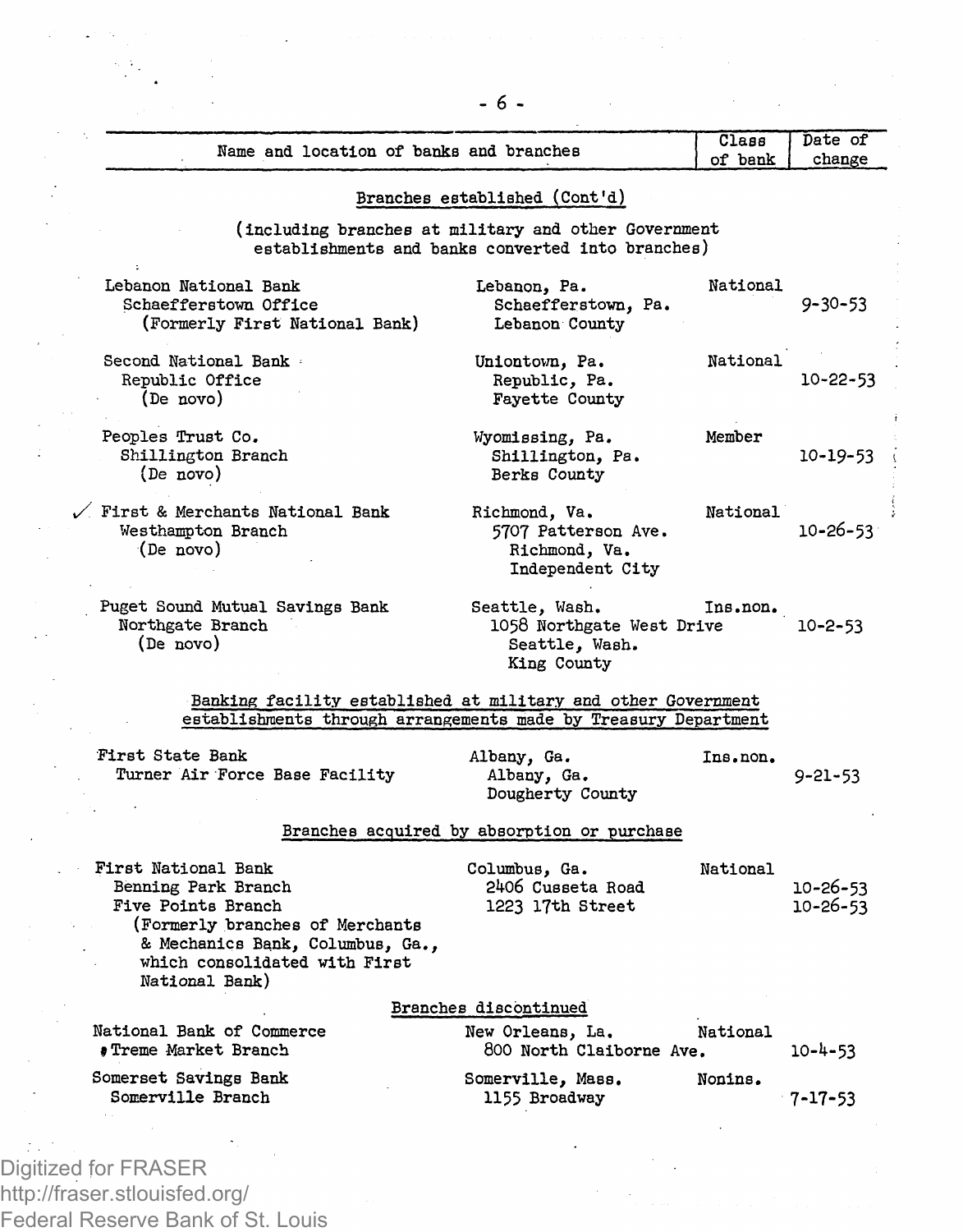| Name and location of banks and branches | | Class of bank | Date of change |
|---|---|---|---|
| **Branches established (Cont'd)** | | | |
| (including branches at military and other Government establishments and banks converted into branches) | | | |
| Lebanon National Bank | Lebanon, Pa. | National | |
| Schaefferstown Office | Schaefferstown, Pa. | | 9-30-53 |
| (Formerly First National Bank) | Lebanon County | | |
| Second National Bank | Uniontown, Pa. | National | |
| Republic Office | Republic, Pa. | | 10-22-53 |
| (De novo) | Fayette County | | |
| Peoples Trust Co. | Wyomissing, Pa. | Member | |
| Shillington Branch | Shillington, Pa. | | 10-19-53 |
| (De novo) | Berks County | | |
| ✓ First & Merchants National Bank | Richmond, Va. | National | |
| Westhampton Branch | 5707 Patterson Ave. | | 10-26-53 |
| (De novo) | Richmond, Va. | | |
| | Independent City | | |
| Puget Sound Mutual Savings Bank | Seattle, Wash. | Ins.non. | |
| Northgate Branch | 1058 Northgate West Drive | | 10-2-53 |
| (De novo) | Seattle, Wash. | | |
| | King County | | |
| **Banking facility established at military and other Government establishments through arrangements made by Treasury Department** | | | |
| First State Bank | Albany, Ga. | Ins.non. | |
| Turner Air Force Base Facility | Albany, Ga. | | 9-21-53 |
| | Dougherty County | | |
| **Branches acquired by absorption or purchase** | | | |
| First National Bank | Columbus, Ga. | National | |
| Benning Park Branch | 2406 Cusseta Road | | 10-26-53 |
| Five Points Branch | 1223 17th Street | | 10-26-53 |
| (Formerly branches of Merchants & Mechanics Bank, Columbus, Ga., which consolidated with First National Bank) | | | |
| **Branches discontinued** | | | |
| National Bank of Commerce | New Orleans, La. | National | |
| Treme Market Branch | 800 North Claiborne Ave. | | 10-4-53 |
| Somerset Savings Bank | Somerville, Mass. | Nonins. | |
| Somerville Branch | 1155 Broadway | | 7-17-53 |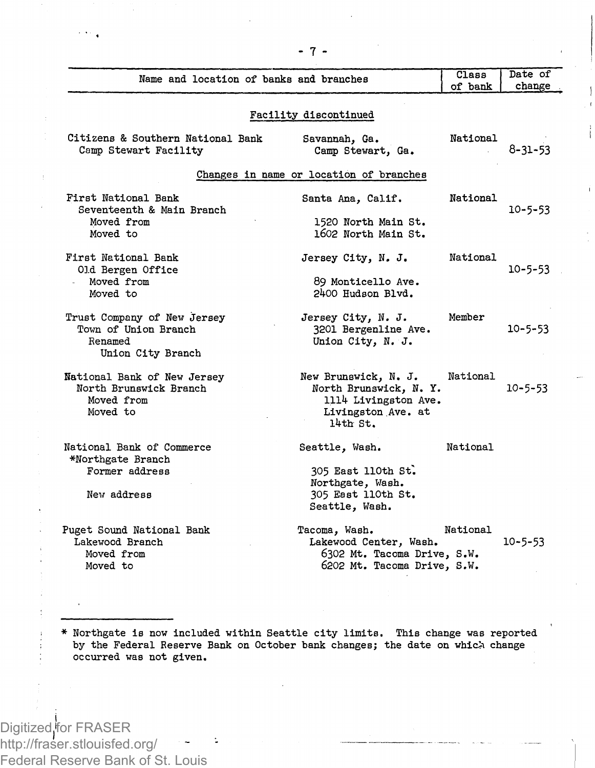| Name and location of banks and branches | | Class of bank | Date of change |
|---|---|---|---|
| **Facility discontinued** | | | |
| Citizens & Southern National Bank | Savannah, Ga. | National | |
| Camp Stewart Facility | Camp Stewart, Ga. | | 8-31-53 |
| **Changes in name or location of branches** | | | |
| First National Bank | Santa Ana, Calif. | National | |
| Seventeenth & Main Branch | | | 10-5-53 |
| Moved from | 1520 North Main St. | | |
| Moved to | 1602 North Main St. | | |
| First National Bank | Jersey City, N. J. | National | |
| Old Bergen Office | | | 10-5-53 |
| Moved from | 89 Monticello Ave. | | |
| Moved to | 2400 Hudson Blvd. | | |
| Trust Company of New Jersey | Jersey City, N. J. | Member | |
| Town of Union Branch | 3201 Bergenline Ave. | | 10-5-53 |
| Renamed | Union City, N. J. | | |
| Union City Branch | | | |
| National Bank of New Jersey | New Brunswick, N. J. | National | |
| North Brunswick Branch | North Brunswick, N. Y. | | 10-5-53 |
| Moved from | 1114 Livingston Ave. | | |
| Moved to | Livingston Ave. at 14th St. | | |
| National Bank of Commerce | Seattle, Wash. | National | |
| *Northgate Branch | | | |
| Former address | 305 East 110th St. Northgate, Wash. | | |
| New address | 305 East 110th St. Seattle, Wash. | | |
| Puget Sound National Bank | Tacoma, Wash. | National | |
| Lakewood Branch | Lakewood Center, Wash. | | 10-5-53 |
| Moved from | 6302 Mt. Tacoma Drive, S.W. | | |
| Moved to | 6202 Mt. Tacoma Drive, S.W. | | |

* Northgate is now included within Seattle city limits. This change was reported by the Federal Reserve Bank on October bank changes; the date on which change occurred was not given.